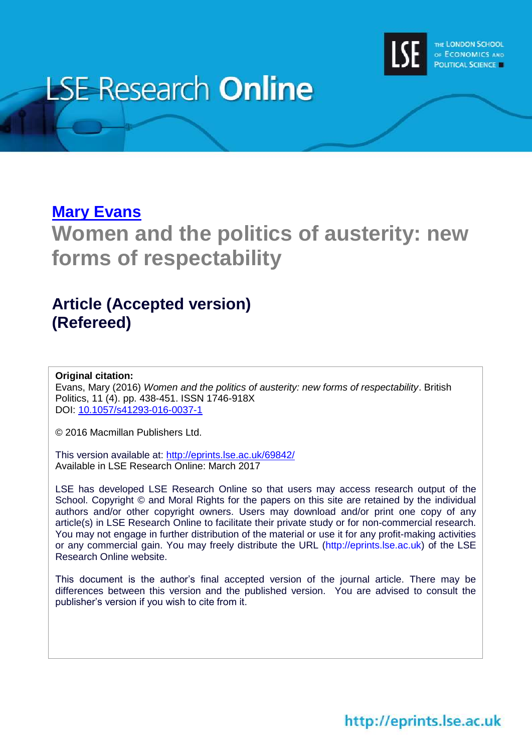LSE Research Online

[Mary Evans](http://eprints.lse.ac.uk)

# Women and the politics of austerity: new forms of respectability

## Article (Accepted version) (Refereed)

**Original citation:**
Evans, Mary (2016) *Women and the politics of austerity: new forms of respectability*. British Politics, 11 (4). pp. 438-451. ISSN 1746-918X
DOI: 10.1057/s41293-016-0037-1

© 2016 Macmillan Publishers Ltd.

This version available at: http://eprints.lse.ac.uk/69842/
Available in LSE Research Online: March 2017

LSE has developed LSE Research Online so that users may access research output of the School. Copyright © and Moral Rights for the papers on this site are retained by the individual authors and/or other copyright owners. Users may download and/or print one copy of any article(s) in LSE Research Online to facilitate their private study or for non-commercial research. You may not engage in further distribution of the material or use it for any profit-making activities or any commercial gain. You may freely distribute the URL (http://eprints.lse.ac.uk) of the LSE Research Online website.

This document is the author's final accepted version of the journal article. There may be differences between this version and the published version. You are advised to consult the publisher's version if you wish to cite from it.

http://eprints.lse.ac.uk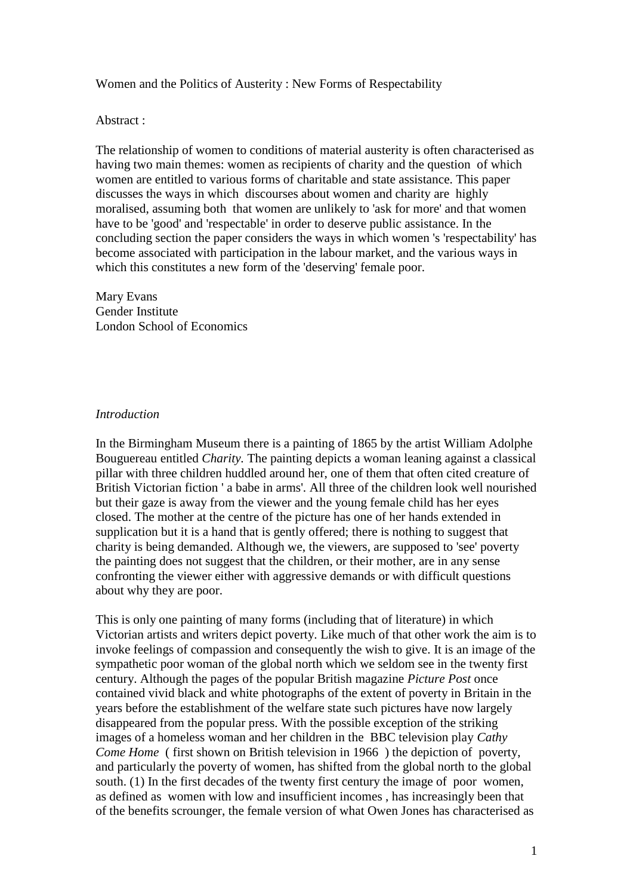Women and the Politics of Austerity : New Forms of Respectability

Abstract :

The relationship of women to conditions of material austerity is often characterised as having two main themes: women as recipients of charity and the question of which women are entitled to various forms of charitable and state assistance. This paper discusses the ways in which discourses about women and charity are highly moralised, assuming both that women are unlikely to 'ask for more' and that women have to be 'good' and 'respectable' in order to deserve public assistance. In the concluding section the paper considers the ways in which women 's 'respectability' has become associated with participation in the labour market, and the various ways in which this constitutes a new form of the 'deserving' female poor.

Mary Evans
Gender Institute
London School of Economics

*Introduction*

In the Birmingham Museum there is a painting of 1865 by the artist William Adolphe Bouguereau entitled *Charity.* The painting depicts a woman leaning against a classical pillar with three children huddled around her, one of them that often cited creature of British Victorian fiction ' a babe in arms'. All three of the children look well nourished but their gaze is away from the viewer and the young female child has her eyes closed. The mother at the centre of the picture has one of her hands extended in supplication but it is a hand that is gently offered; there is nothing to suggest that charity is being demanded. Although we, the viewers, are supposed to 'see' poverty the painting does not suggest that the children, or their mother, are in any sense confronting the viewer either with aggressive demands or with difficult questions about why they are poor.

This is only one painting of many forms (including that of literature) in which Victorian artists and writers depict poverty. Like much of that other work the aim is to invoke feelings of compassion and consequently the wish to give. It is an image of the sympathetic poor woman of the global north which we seldom see in the twenty first century. Although the pages of the popular British magazine *Picture Post* once contained vivid black and white photographs of the extent of poverty in Britain in the years before the establishment of the welfare state such pictures have now largely disappeared from the popular press. With the possible exception of the striking images of a homeless woman and her children in the BBC television play *Cathy Come Home* ( first shown on British television in 1966 ) the depiction of poverty, and particularly the poverty of women, has shifted from the global north to the global south. (1) In the first decades of the twenty first century the image of poor women, as defined as women with low and insufficient incomes , has increasingly been that of the benefits scrounger, the female version of what Owen Jones has characterised as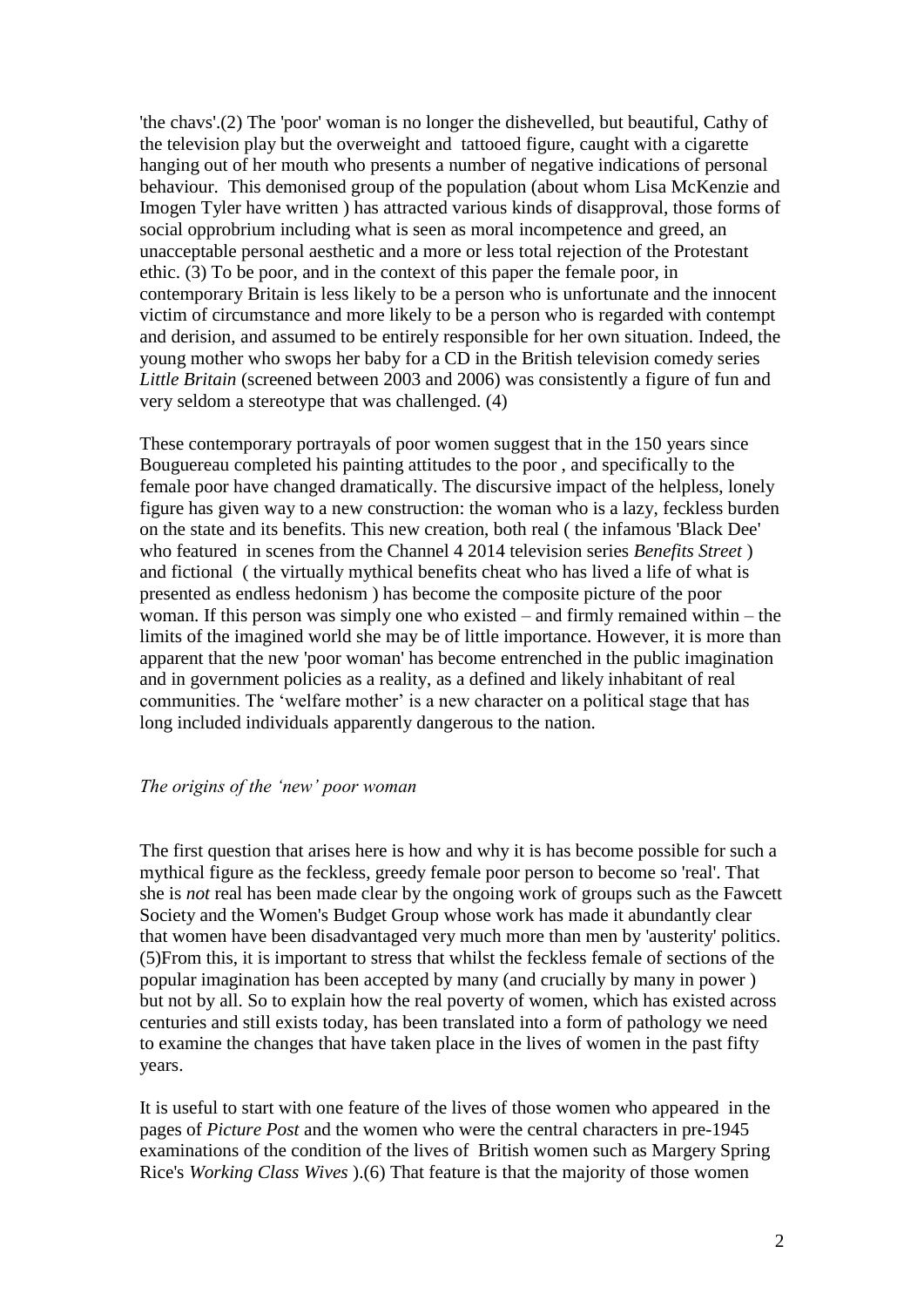'the chavs'.(2) The 'poor' woman is no longer the dishevelled, but beautiful, Cathy of the television play but the overweight and tattooed figure, caught with a cigarette hanging out of her mouth who presents a number of negative indications of personal behaviour. This demonised group of the population (about whom Lisa McKenzie and Imogen Tyler have written ) has attracted various kinds of disapproval, those forms of social opprobrium including what is seen as moral incompetence and greed, an unacceptable personal aesthetic and a more or less total rejection of the Protestant ethic. (3) To be poor, and in the context of this paper the female poor, in contemporary Britain is less likely to be a person who is unfortunate and the innocent victim of circumstance and more likely to be a person who is regarded with contempt and derision, and assumed to be entirely responsible for her own situation. Indeed, the young mother who swops her baby for a CD in the British television comedy series *Little Britain* (screened between 2003 and 2006) was consistently a figure of fun and very seldom a stereotype that was challenged. (4)

These contemporary portrayals of poor women suggest that in the 150 years since Bouguereau completed his painting attitudes to the poor , and specifically to the female poor have changed dramatically. The discursive impact of the helpless, lonely figure has given way to a new construction: the woman who is a lazy, feckless burden on the state and its benefits. This new creation, both real ( the infamous 'Black Dee' who featured in scenes from the Channel 4 2014 television series *Benefits Street* ) and fictional ( the virtually mythical benefits cheat who has lived a life of what is presented as endless hedonism ) has become the composite picture of the poor woman. If this person was simply one who existed – and firmly remained within – the limits of the imagined world she may be of little importance. However, it is more than apparent that the new 'poor woman' has become entrenched in the public imagination and in government policies as a reality, as a defined and likely inhabitant of real communities. The 'welfare mother' is a new character on a political stage that has long included individuals apparently dangerous to the nation.

*The origins of the 'new' poor woman*

The first question that arises here is how and why it is has become possible for such a mythical figure as the feckless, greedy female poor person to become so 'real'. That she is *not* real has been made clear by the ongoing work of groups such as the Fawcett Society and the Women's Budget Group whose work has made it abundantly clear that women have been disadvantaged very much more than men by 'austerity' politics. (5)From this, it is important to stress that whilst the feckless female of sections of the popular imagination has been accepted by many (and crucially by many in power ) but not by all. So to explain how the real poverty of women, which has existed across centuries and still exists today, has been translated into a form of pathology we need to examine the changes that have taken place in the lives of women in the past fifty years.

It is useful to start with one feature of the lives of those women who appeared in the pages of *Picture Post* and the women who were the central characters in pre-1945 examinations of the condition of the lives of British women such as Margery Spring Rice's *Working Class Wives* ).(6) That feature is that the majority of those women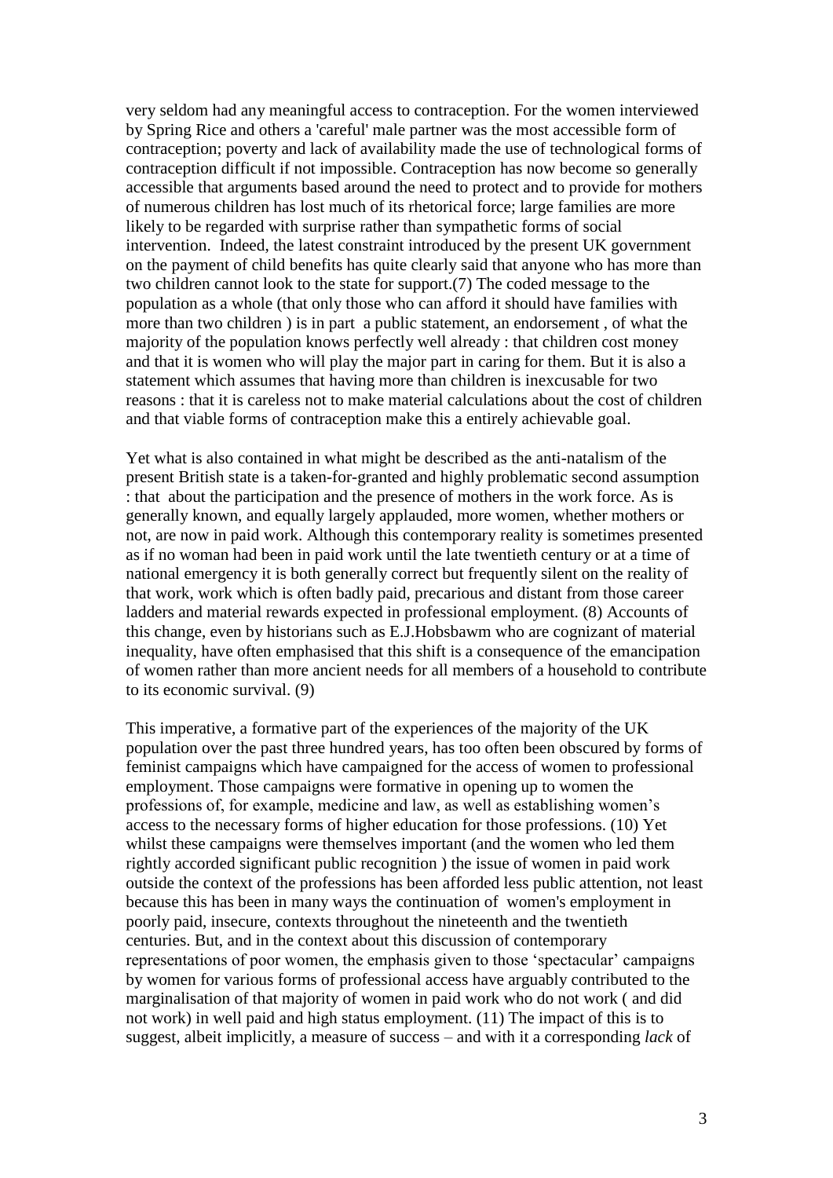very seldom had any meaningful access to contraception. For the women interviewed by Spring Rice and others a 'careful' male partner was the most accessible form of contraception; poverty and lack of availability made the use of technological forms of contraception difficult if not impossible. Contraception has now become so generally accessible that arguments based around the need to protect and to provide for mothers of numerous children has lost much of its rhetorical force; large families are more likely to be regarded with surprise rather than sympathetic forms of social intervention. Indeed, the latest constraint introduced by the present UK government on the payment of child benefits has quite clearly said that anyone who has more than two children cannot look to the state for support.(7) The coded message to the population as a whole (that only those who can afford it should have families with more than two children ) is in part a public statement, an endorsement , of what the majority of the population knows perfectly well already : that children cost money and that it is women who will play the major part in caring for them. But it is also a statement which assumes that having more than children is inexcusable for two reasons : that it is careless not to make material calculations about the cost of children and that viable forms of contraception make this a entirely achievable goal.

Yet what is also contained in what might be described as the anti-natalism of the present British state is a taken-for-granted and highly problematic second assumption : that about the participation and the presence of mothers in the work force. As is generally known, and equally largely applauded, more women, whether mothers or not, are now in paid work. Although this contemporary reality is sometimes presented as if no woman had been in paid work until the late twentieth century or at a time of national emergency it is both generally correct but frequently silent on the reality of that work, work which is often badly paid, precarious and distant from those career ladders and material rewards expected in professional employment. (8) Accounts of this change, even by historians such as E.J.Hobsbawm who are cognizant of material inequality, have often emphasised that this shift is a consequence of the emancipation of women rather than more ancient needs for all members of a household to contribute to its economic survival. (9)

This imperative, a formative part of the experiences of the majority of the UK population over the past three hundred years, has too often been obscured by forms of feminist campaigns which have campaigned for the access of women to professional employment. Those campaigns were formative in opening up to women the professions of, for example, medicine and law, as well as establishing women's access to the necessary forms of higher education for those professions. (10) Yet whilst these campaigns were themselves important (and the women who led them rightly accorded significant public recognition ) the issue of women in paid work outside the context of the professions has been afforded less public attention, not least because this has been in many ways the continuation of women's employment in poorly paid, insecure, contexts throughout the nineteenth and the twentieth centuries. But, and in the context about this discussion of contemporary representations of poor women, the emphasis given to those 'spectacular' campaigns by women for various forms of professional access have arguably contributed to the marginalisation of that majority of women in paid work who do not work ( and did not work) in well paid and high status employment. (11) The impact of this is to suggest, albeit implicitly, a measure of success – and with it a corresponding *lack* of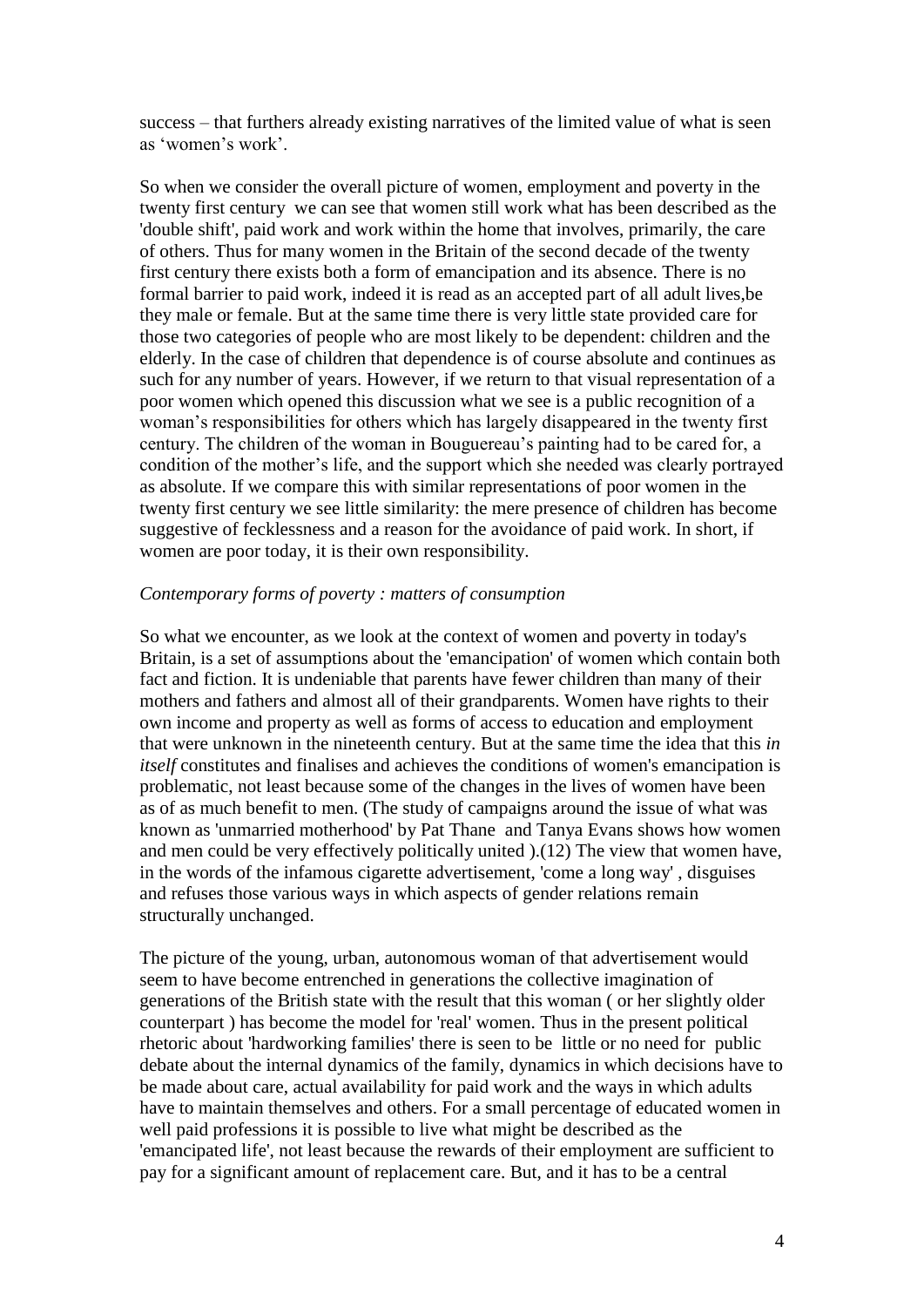success – that furthers already existing narratives of the limited value of what is seen as 'women's work'.

So when we consider the overall picture of women, employment and poverty in the twenty first century we can see that women still work what has been described as the 'double shift', paid work and work within the home that involves, primarily, the care of others. Thus for many women in the Britain of the second decade of the twenty first century there exists both a form of emancipation and its absence. There is no formal barrier to paid work, indeed it is read as an accepted part of all adult lives,be they male or female. But at the same time there is very little state provided care for those two categories of people who are most likely to be dependent: children and the elderly. In the case of children that dependence is of course absolute and continues as such for any number of years. However, if we return to that visual representation of a poor women which opened this discussion what we see is a public recognition of a woman's responsibilities for others which has largely disappeared in the twenty first century. The children of the woman in Bouguereau's painting had to be cared for, a condition of the mother's life, and the support which she needed was clearly portrayed as absolute. If we compare this with similar representations of poor women in the twenty first century we see little similarity: the mere presence of children has become suggestive of fecklessness and a reason for the avoidance of paid work. In short, if women are poor today, it is their own responsibility.

*Contemporary forms of poverty : matters of consumption*

So what we encounter, as we look at the context of women and poverty in today's Britain, is a set of assumptions about the 'emancipation' of women which contain both fact and fiction. It is undeniable that parents have fewer children than many of their mothers and fathers and almost all of their grandparents. Women have rights to their own income and property as well as forms of access to education and employment that were unknown in the nineteenth century. But at the same time the idea that this *in itself* constitutes and finalises and achieves the conditions of women's emancipation is problematic, not least because some of the changes in the lives of women have been as of as much benefit to men. (The study of campaigns around the issue of what was known as 'unmarried motherhood' by Pat Thane and Tanya Evans shows how women and men could be very effectively politically united ).(12) The view that women have, in the words of the infamous cigarette advertisement, 'come a long way' , disguises and refuses those various ways in which aspects of gender relations remain structurally unchanged.

The picture of the young, urban, autonomous woman of that advertisement would seem to have become entrenched in generations the collective imagination of generations of the British state with the result that this woman ( or her slightly older counterpart ) has become the model for 'real' women. Thus in the present political rhetoric about 'hardworking families' there is seen to be little or no need for public debate about the internal dynamics of the family, dynamics in which decisions have to be made about care, actual availability for paid work and the ways in which adults have to maintain themselves and others. For a small percentage of educated women in well paid professions it is possible to live what might be described as the 'emancipated life', not least because the rewards of their employment are sufficient to pay for a significant amount of replacement care. But, and it has to be a central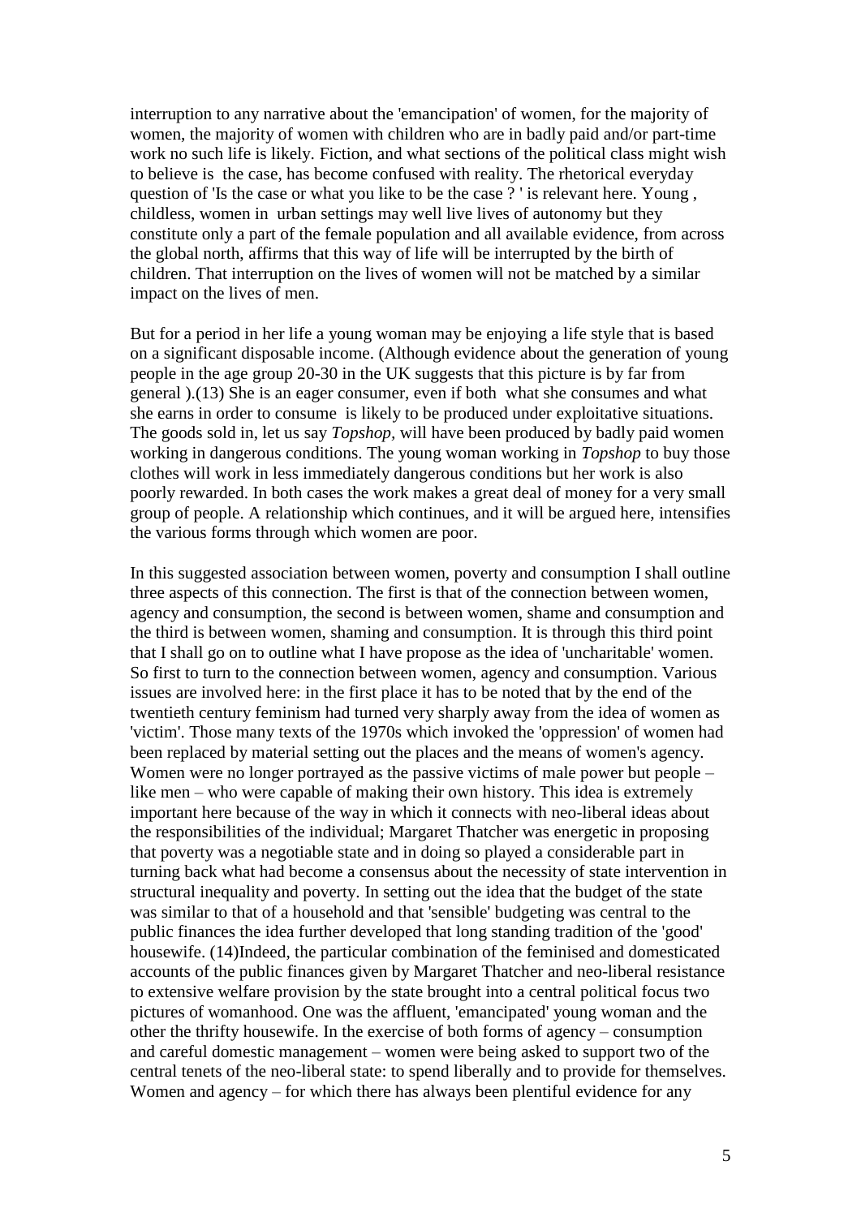interruption to any narrative about the 'emancipation' of women, for the majority of women, the majority of women with children who are in badly paid and/or part-time work no such life is likely. Fiction, and what sections of the political class might wish to believe is the case, has become confused with reality. The rhetorical everyday question of 'Is the case or what you like to be the case ? ' is relevant here. Young , childless, women in urban settings may well live lives of autonomy but they constitute only a part of the female population and all available evidence, from across the global north, affirms that this way of life will be interrupted by the birth of children. That interruption on the lives of women will not be matched by a similar impact on the lives of men.

But for a period in her life a young woman may be enjoying a life style that is based on a significant disposable income. (Although evidence about the generation of young people in the age group 20-30 in the UK suggests that this picture is by far from general ).(13) She is an eager consumer, even if both what she consumes and what she earns in order to consume is likely to be produced under exploitative situations. The goods sold in, let us say *Topshop,* will have been produced by badly paid women working in dangerous conditions. The young woman working in *Topshop* to buy those clothes will work in less immediately dangerous conditions but her work is also poorly rewarded. In both cases the work makes a great deal of money for a very small group of people. A relationship which continues, and it will be argued here, intensifies the various forms through which women are poor.

In this suggested association between women, poverty and consumption I shall outline three aspects of this connection. The first is that of the connection between women, agency and consumption, the second is between women, shame and consumption and the third is between women, shaming and consumption. It is through this third point that I shall go on to outline what I have propose as the idea of 'uncharitable' women. So first to turn to the connection between women, agency and consumption. Various issues are involved here: in the first place it has to be noted that by the end of the twentieth century feminism had turned very sharply away from the idea of women as 'victim'. Those many texts of the 1970s which invoked the 'oppression' of women had been replaced by material setting out the places and the means of women's agency. Women were no longer portrayed as the passive victims of male power but people – like men – who were capable of making their own history. This idea is extremely important here because of the way in which it connects with neo-liberal ideas about the responsibilities of the individual; Margaret Thatcher was energetic in proposing that poverty was a negotiable state and in doing so played a considerable part in turning back what had become a consensus about the necessity of state intervention in structural inequality and poverty. In setting out the idea that the budget of the state was similar to that of a household and that 'sensible' budgeting was central to the public finances the idea further developed that long standing tradition of the 'good' housewife. (14)Indeed, the particular combination of the feminised and domesticated accounts of the public finances given by Margaret Thatcher and neo-liberal resistance to extensive welfare provision by the state brought into a central political focus two pictures of womanhood. One was the affluent, 'emancipated' young woman and the other the thrifty housewife. In the exercise of both forms of agency – consumption and careful domestic management – women were being asked to support two of the central tenets of the neo-liberal state: to spend liberally and to provide for themselves. Women and agency – for which there has always been plentiful evidence for any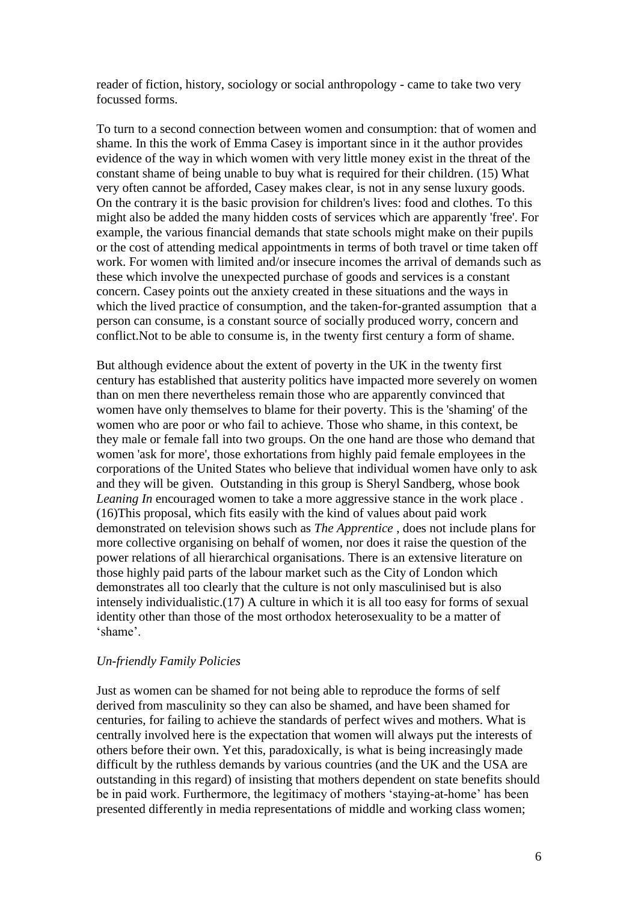reader of fiction, history, sociology or social anthropology - came to take two very focussed forms.

To turn to a second connection between women and consumption: that of women and shame. In this the work of Emma Casey is important since in it the author provides evidence of the way in which women with very little money exist in the threat of the constant shame of being unable to buy what is required for their children. (15) What very often cannot be afforded, Casey makes clear, is not in any sense luxury goods. On the contrary it is the basic provision for children's lives: food and clothes. To this might also be added the many hidden costs of services which are apparently 'free'. For example, the various financial demands that state schools might make on their pupils or the cost of attending medical appointments in terms of both travel or time taken off work. For women with limited and/or insecure incomes the arrival of demands such as these which involve the unexpected purchase of goods and services is a constant concern. Casey points out the anxiety created in these situations and the ways in which the lived practice of consumption, and the taken-for-granted assumption that a person can consume, is a constant source of socially produced worry, concern and conflict.Not to be able to consume is, in the twenty first century a form of shame.

But although evidence about the extent of poverty in the UK in the twenty first century has established that austerity politics have impacted more severely on women than on men there nevertheless remain those who are apparently convinced that women have only themselves to blame for their poverty. This is the 'shaming' of the women who are poor or who fail to achieve. Those who shame, in this context, be they male or female fall into two groups. On the one hand are those who demand that women 'ask for more', those exhortations from highly paid female employees in the corporations of the United States who believe that individual women have only to ask and they will be given. Outstanding in this group is Sheryl Sandberg, whose book *Leaning In* encouraged women to take a more aggressive stance in the work place . (16)This proposal, which fits easily with the kind of values about paid work demonstrated on television shows such as *The Apprentice* , does not include plans for more collective organising on behalf of women, nor does it raise the question of the power relations of all hierarchical organisations. There is an extensive literature on those highly paid parts of the labour market such as the City of London which demonstrates all too clearly that the culture is not only masculinised but is also intensely individualistic.(17) A culture in which it is all too easy for forms of sexual identity other than those of the most orthodox heterosexuality to be a matter of 'shame'.

*Un-friendly Family Policies*

Just as women can be shamed for not being able to reproduce the forms of self derived from masculinity so they can also be shamed, and have been shamed for centuries, for failing to achieve the standards of perfect wives and mothers. What is centrally involved here is the expectation that women will always put the interests of others before their own. Yet this, paradoxically, is what is being increasingly made difficult by the ruthless demands by various countries (and the UK and the USA are outstanding in this regard) of insisting that mothers dependent on state benefits should be in paid work. Furthermore, the legitimacy of mothers 'staying-at-home' has been presented differently in media representations of middle and working class women;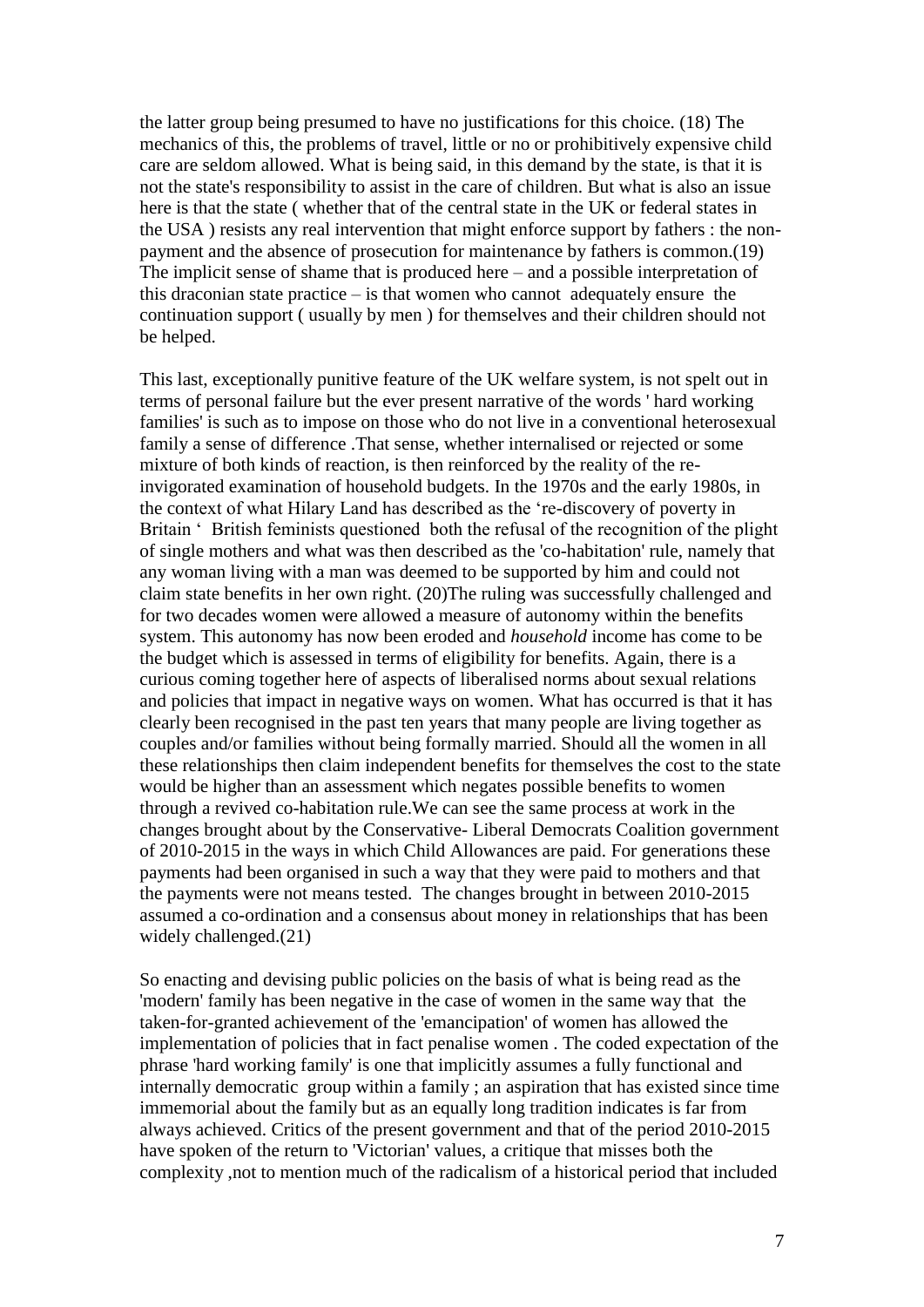the latter group being presumed to have no justifications for this choice. (18) The mechanics of this, the problems of travel, little or no or prohibitively expensive child care are seldom allowed. What is being said, in this demand by the state, is that it is not the state's responsibility to assist in the care of children. But what is also an issue here is that the state ( whether that of the central state in the UK or federal states in the USA ) resists any real intervention that might enforce support by fathers : the non-payment and the absence of prosecution for maintenance by fathers is common.(19) The implicit sense of shame that is produced here – and a possible interpretation of this draconian state practice – is that women who cannot adequately ensure the continuation support ( usually by men ) for themselves and their children should not be helped.

This last, exceptionally punitive feature of the UK welfare system, is not spelt out in terms of personal failure but the ever present narrative of the words ' hard working families' is such as to impose on those who do not live in a conventional heterosexual family a sense of difference .That sense, whether internalised or rejected or some mixture of both kinds of reaction, is then reinforced by the reality of the re-invigorated examination of household budgets. In the 1970s and the early 1980s, in the context of what Hilary Land has described as the 're-discovery of poverty in Britain ' British feminists questioned both the refusal of the recognition of the plight of single mothers and what was then described as the 'co-habitation' rule, namely that any woman living with a man was deemed to be supported by him and could not claim state benefits in her own right. (20)The ruling was successfully challenged and for two decades women were allowed a measure of autonomy within the benefits system. This autonomy has now been eroded and *household* income has come to be the budget which is assessed in terms of eligibility for benefits. Again, there is a curious coming together here of aspects of liberalised norms about sexual relations and policies that impact in negative ways on women. What has occurred is that it has clearly been recognised in the past ten years that many people are living together as couples and/or families without being formally married. Should all the women in all these relationships then claim independent benefits for themselves the cost to the state would be higher than an assessment which negates possible benefits to women through a revived co-habitation rule.We can see the same process at work in the changes brought about by the Conservative- Liberal Democrats Coalition government of 2010-2015 in the ways in which Child Allowances are paid. For generations these payments had been organised in such a way that they were paid to mothers and that the payments were not means tested. The changes brought in between 2010-2015 assumed a co-ordination and a consensus about money in relationships that has been widely challenged.(21)

So enacting and devising public policies on the basis of what is being read as the 'modern' family has been negative in the case of women in the same way that the taken-for-granted achievement of the 'emancipation' of women has allowed the implementation of policies that in fact penalise women . The coded expectation of the phrase 'hard working family' is one that implicitly assumes a fully functional and internally democratic group within a family ; an aspiration that has existed since time immemorial about the family but as an equally long tradition indicates is far from always achieved. Critics of the present government and that of the period 2010-2015 have spoken of the return to 'Victorian' values, a critique that misses both the complexity ,not to mention much of the radicalism of a historical period that included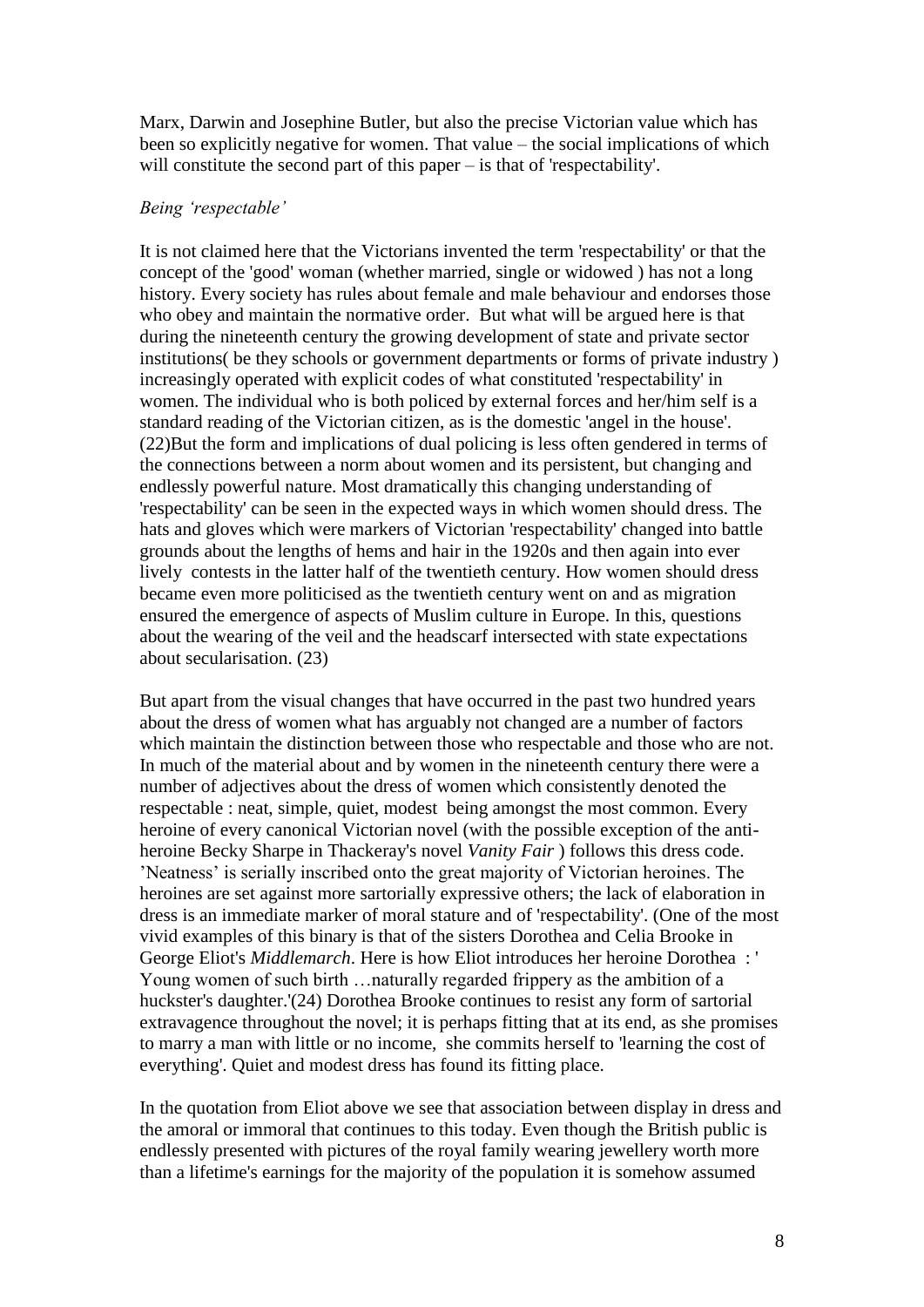Marx, Darwin and Josephine Butler, but also the precise Victorian value which has been so explicitly negative for women. That value – the social implications of which will constitute the second part of this paper – is that of 'respectability'.

*Being 'respectable'*

It is not claimed here that the Victorians invented the term 'respectability' or that the concept of the 'good' woman (whether married, single or widowed ) has not a long history. Every society has rules about female and male behaviour and endorses those who obey and maintain the normative order. But what will be argued here is that during the nineteenth century the growing development of state and private sector institutions( be they schools or government departments or forms of private industry ) increasingly operated with explicit codes of what constituted 'respectability' in women. The individual who is both policed by external forces and her/him self is a standard reading of the Victorian citizen, as is the domestic 'angel in the house'. (22)But the form and implications of dual policing is less often gendered in terms of the connections between a norm about women and its persistent, but changing and endlessly powerful nature. Most dramatically this changing understanding of 'respectability' can be seen in the expected ways in which women should dress. The hats and gloves which were markers of Victorian 'respectability' changed into battle grounds about the lengths of hems and hair in the 1920s and then again into ever lively contests in the latter half of the twentieth century. How women should dress became even more politicised as the twentieth century went on and as migration ensured the emergence of aspects of Muslim culture in Europe. In this, questions about the wearing of the veil and the headscarf intersected with state expectations about secularisation. (23)

But apart from the visual changes that have occurred in the past two hundred years about the dress of women what has arguably not changed are a number of factors which maintain the distinction between those who respectable and those who are not. In much of the material about and by women in the nineteenth century there were a number of adjectives about the dress of women which consistently denoted the respectable : neat, simple, quiet, modest being amongst the most common. Every heroine of every canonical Victorian novel (with the possible exception of the anti-heroine Becky Sharpe in Thackeray's novel *Vanity Fair* ) follows this dress code. 'Neatness' is serially inscribed onto the great majority of Victorian heroines. The heroines are set against more sartorially expressive others; the lack of elaboration in dress is an immediate marker of moral stature and of 'respectability'. (One of the most vivid examples of this binary is that of the sisters Dorothea and Celia Brooke in George Eliot's *Middlemarch*. Here is how Eliot introduces her heroine Dorothea : ' Young women of such birth …naturally regarded frippery as the ambition of a huckster's daughter.'(24) Dorothea Brooke continues to resist any form of sartorial extravagence throughout the novel; it is perhaps fitting that at its end, as she promises to marry a man with little or no income, she commits herself to 'learning the cost of everything'. Quiet and modest dress has found its fitting place.

In the quotation from Eliot above we see that association between display in dress and the amoral or immoral that continues to this today. Even though the British public is endlessly presented with pictures of the royal family wearing jewellery worth more than a lifetime's earnings for the majority of the population it is somehow assumed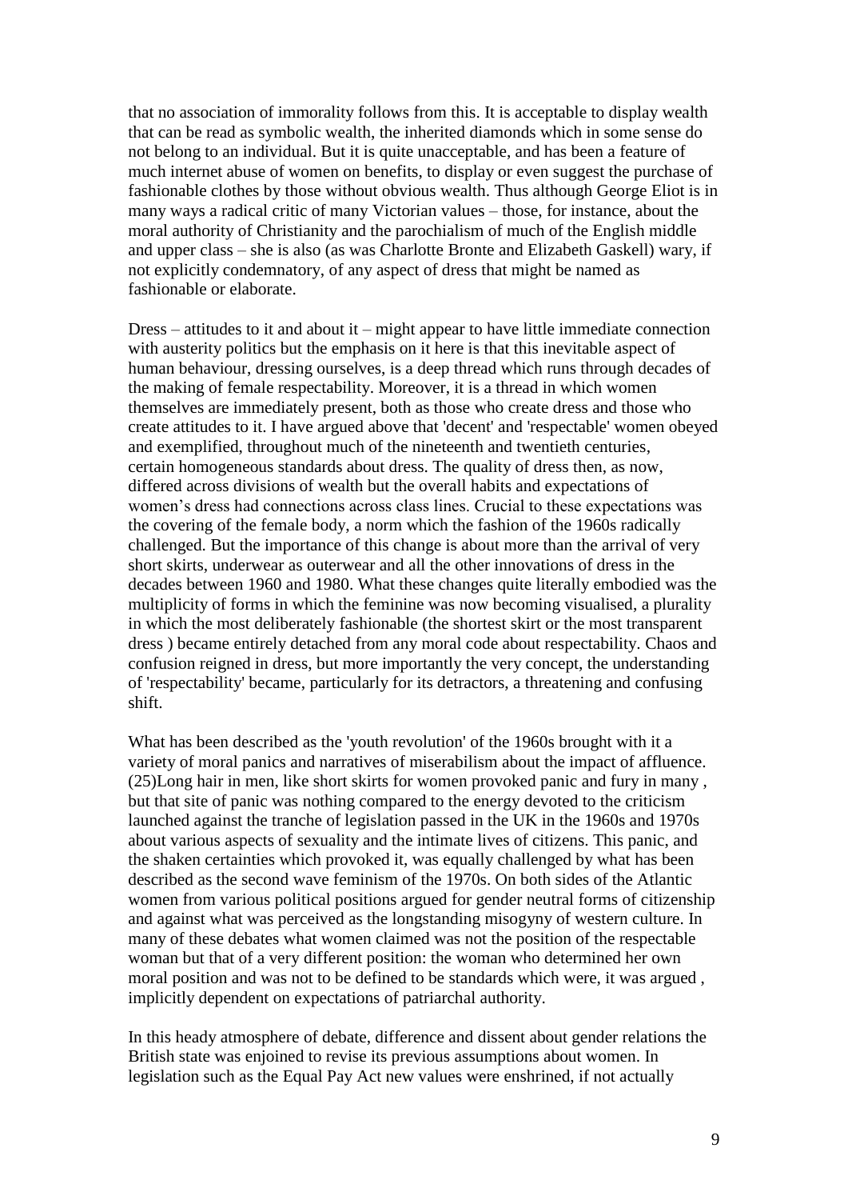that no association of immorality follows from this. It is acceptable to display wealth that can be read as symbolic wealth, the inherited diamonds which in some sense do not belong to an individual. But it is quite unacceptable, and has been a feature of much internet abuse of women on benefits, to display or even suggest the purchase of fashionable clothes by those without obvious wealth. Thus although George Eliot is in many ways a radical critic of many Victorian values – those, for instance, about the moral authority of Christianity and the parochialism of much of the English middle and upper class – she is also (as was Charlotte Bronte and Elizabeth Gaskell) wary, if not explicitly condemnatory, of any aspect of dress that might be named as fashionable or elaborate.

Dress – attitudes to it and about it – might appear to have little immediate connection with austerity politics but the emphasis on it here is that this inevitable aspect of human behaviour, dressing ourselves, is a deep thread which runs through decades of the making of female respectability. Moreover, it is a thread in which women themselves are immediately present, both as those who create dress and those who create attitudes to it. I have argued above that 'decent' and 'respectable' women obeyed and exemplified, throughout much of the nineteenth and twentieth centuries, certain homogeneous standards about dress. The quality of dress then, as now, differed across divisions of wealth but the overall habits and expectations of women's dress had connections across class lines. Crucial to these expectations was the covering of the female body, a norm which the fashion of the 1960s radically challenged. But the importance of this change is about more than the arrival of very short skirts, underwear as outerwear and all the other innovations of dress in the decades between 1960 and 1980. What these changes quite literally embodied was the multiplicity of forms in which the feminine was now becoming visualised, a plurality in which the most deliberately fashionable (the shortest skirt or the most transparent dress ) became entirely detached from any moral code about respectability. Chaos and confusion reigned in dress, but more importantly the very concept, the understanding of 'respectability' became, particularly for its detractors, a threatening and confusing shift.

What has been described as the 'youth revolution' of the 1960s brought with it a variety of moral panics and narratives of miserabilism about the impact of affluence. (25)Long hair in men, like short skirts for women provoked panic and fury in many , but that site of panic was nothing compared to the energy devoted to the criticism launched against the tranche of legislation passed in the UK in the 1960s and 1970s about various aspects of sexuality and the intimate lives of citizens. This panic, and the shaken certainties which provoked it, was equally challenged by what has been described as the second wave feminism of the 1970s. On both sides of the Atlantic women from various political positions argued for gender neutral forms of citizenship and against what was perceived as the longstanding misogyny of western culture. In many of these debates what women claimed was not the position of the respectable woman but that of a very different position: the woman who determined her own moral position and was not to be defined to be standards which were, it was argued , implicitly dependent on expectations of patriarchal authority.

In this heady atmosphere of debate, difference and dissent about gender relations the British state was enjoined to revise its previous assumptions about women. In legislation such as the Equal Pay Act new values were enshrined, if not actually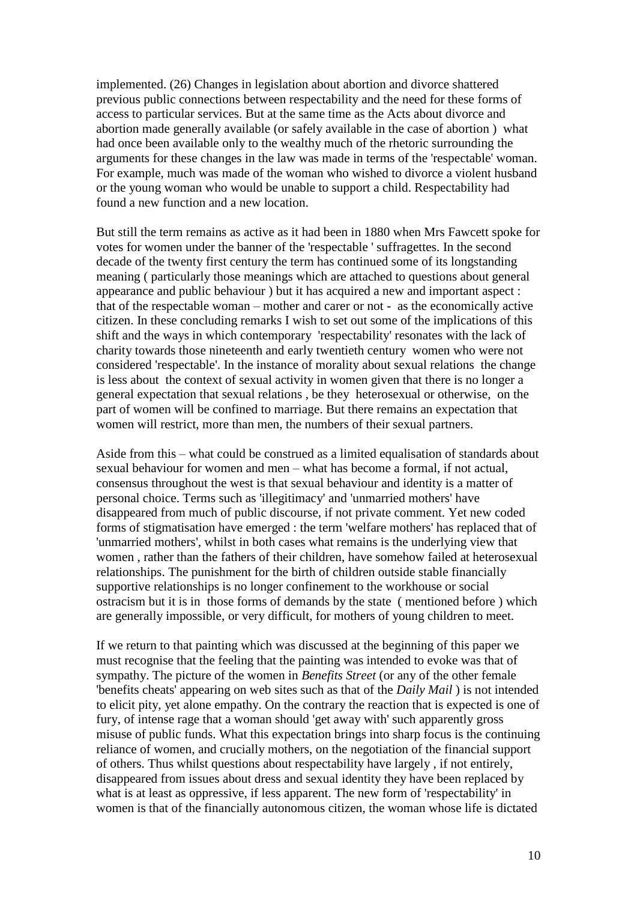implemented. (26) Changes in legislation about abortion and divorce shattered previous public connections between respectability and the need for these forms of access to particular services. But at the same time as the Acts about divorce and abortion made generally available (or safely available in the case of abortion ) what had once been available only to the wealthy much of the rhetoric surrounding the arguments for these changes in the law was made in terms of the 'respectable' woman. For example, much was made of the woman who wished to divorce a violent husband or the young woman who would be unable to support a child. Respectability had found a new function and a new location.

But still the term remains as active as it had been in 1880 when Mrs Fawcett spoke for votes for women under the banner of the 'respectable ' suffragettes. In the second decade of the twenty first century the term has continued some of its longstanding meaning ( particularly those meanings which are attached to questions about general appearance and public behaviour ) but it has acquired a new and important aspect : that of the respectable woman – mother and carer or not - as the economically active citizen. In these concluding remarks I wish to set out some of the implications of this shift and the ways in which contemporary 'respectability' resonates with the lack of charity towards those nineteenth and early twentieth century women who were not considered 'respectable'. In the instance of morality about sexual relations the change is less about the context of sexual activity in women given that there is no longer a general expectation that sexual relations , be they heterosexual or otherwise, on the part of women will be confined to marriage. But there remains an expectation that women will restrict, more than men, the numbers of their sexual partners.

Aside from this – what could be construed as a limited equalisation of standards about sexual behaviour for women and men – what has become a formal, if not actual, consensus throughout the west is that sexual behaviour and identity is a matter of personal choice. Terms such as 'illegitimacy' and 'unmarried mothers' have disappeared from much of public discourse, if not private comment. Yet new coded forms of stigmatisation have emerged : the term 'welfare mothers' has replaced that of 'unmarried mothers', whilst in both cases what remains is the underlying view that women , rather than the fathers of their children, have somehow failed at heterosexual relationships. The punishment for the birth of children outside stable financially supportive relationships is no longer confinement to the workhouse or social ostracism but it is in those forms of demands by the state ( mentioned before ) which are generally impossible, or very difficult, for mothers of young children to meet.

If we return to that painting which was discussed at the beginning of this paper we must recognise that the feeling that the painting was intended to evoke was that of sympathy. The picture of the women in *Benefits Street* (or any of the other female 'benefits cheats' appearing on web sites such as that of the *Daily Mail* ) is not intended to elicit pity, yet alone empathy. On the contrary the reaction that is expected is one of fury, of intense rage that a woman should 'get away with' such apparently gross misuse of public funds. What this expectation brings into sharp focus is the continuing reliance of women, and crucially mothers, on the negotiation of the financial support of others. Thus whilst questions about respectability have largely , if not entirely, disappeared from issues about dress and sexual identity they have been replaced by what is at least as oppressive, if less apparent. The new form of 'respectability' in women is that of the financially autonomous citizen, the woman whose life is dictated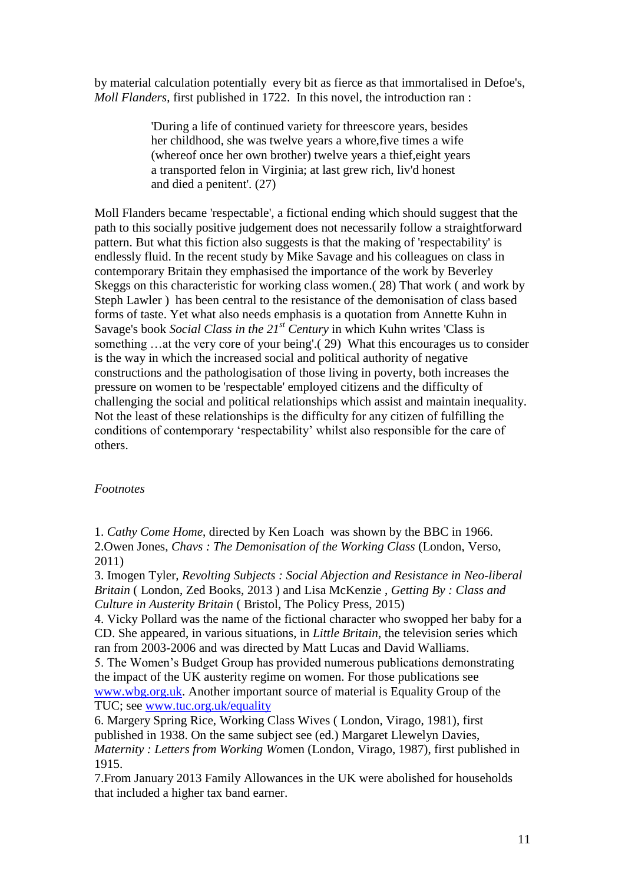by material calculation potentially every bit as fierce as that immortalised in Defoe's, *Moll Flanders*, first published in 1722. In this novel, the introduction ran :

> 'During a life of continued variety for threescore years, besides her childhood, she was twelve years a whore,five times a wife (whereof once her own brother) twelve years a thief,eight years a transported felon in Virginia; at last grew rich, liv'd honest and died a penitent'. (27)

Moll Flanders became 'respectable', a fictional ending which should suggest that the path to this socially positive judgement does not necessarily follow a straightforward pattern. But what this fiction also suggests is that the making of 'respectability' is endlessly fluid. In the recent study by Mike Savage and his colleagues on class in contemporary Britain they emphasised the importance of the work by Beverley Skeggs on this characteristic for working class women.( 28) That work ( and work by Steph Lawler ) has been central to the resistance of the demonisation of class based forms of taste. Yet what also needs emphasis is a quotation from Annette Kuhn in Savage's book *Social Class in the 21st Century* in which Kuhn writes 'Class is something …at the very core of your being'.( 29) What this encourages us to consider is the way in which the increased social and political authority of negative constructions and the pathologisation of those living in poverty, both increases the pressure on women to be 'respectable' employed citizens and the difficulty of challenging the social and political relationships which assist and maintain inequality. Not the least of these relationships is the difficulty for any citizen of fulfilling the conditions of contemporary 'respectability' whilst also responsible for the care of others.

*Footnotes*

1. *Cathy Come Home*, directed by Ken Loach was shown by the BBC in 1966.
2. Owen Jones, *Chavs : The Demonisation of the Working Class* (London, Verso, 2011)
3. Imogen Tyler, *Revolting Subjects : Social Abjection and Resistance in Neo-liberal Britain* ( London, Zed Books, 2013 ) and Lisa McKenzie , *Getting By : Class and Culture in Austerity Britain* ( Bristol, The Policy Press, 2015)
4. Vicky Pollard was the name of the fictional character who swopped her baby for a CD. She appeared, in various situations, in *Little Britain*, the television series which ran from 2003-2006 and was directed by Matt Lucas and David Walliams.
5. The Women's Budget Group has provided numerous publications demonstrating the impact of the UK austerity regime on women. For those publications see www.wbg.org.uk. Another important source of material is Equality Group of the TUC; see www.tuc.org.uk/equality
6. Margery Spring Rice, Working Class Wives ( London, Virago, 1981), first published in 1938. On the same subject see (ed.) Margaret Llewelyn Davies, *Maternity : Letters from Working Wo*men (London, Virago, 1987), first published in 1915.
7. From January 2013 Family Allowances in the UK were abolished for households that included a higher tax band earner.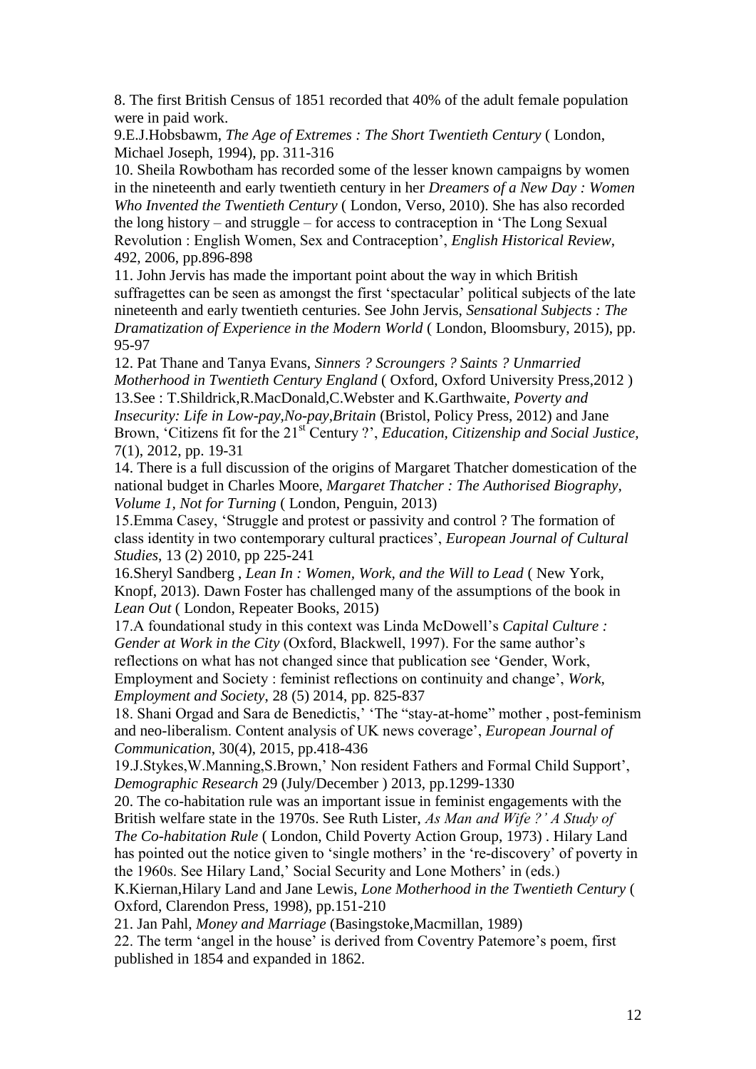8. The first British Census of 1851 recorded that 40% of the adult female population were in paid work.

9.E.J.Hobsbawm, *The Age of Extremes : The Short Twentieth Century* ( London, Michael Joseph, 1994), pp. 311-316

10. Sheila Rowbotham has recorded some of the lesser known campaigns by women in the nineteenth and early twentieth century in her *Dreamers of a New Day : Women Who Invented the Twentieth Century* ( London, Verso, 2010). She has also recorded the long history – and struggle – for access to contraception in 'The Long Sexual Revolution : English Women, Sex and Contraception', *English Historical Review*, 492, 2006, pp.896-898

11. John Jervis has made the important point about the way in which British suffragettes can be seen as amongst the first 'spectacular' political subjects of the late nineteenth and early twentieth centuries. See John Jervis, *Sensational Subjects : The Dramatization of Experience in the Modern World* ( London, Bloomsbury, 2015), pp. 95-97

12. Pat Thane and Tanya Evans, *Sinners ? Scroungers ? Saints ? Unmarried Motherhood in Twentieth Century England* ( Oxford, Oxford University Press,2012 )

13.See : T.Shildrick,R.MacDonald,C.Webster and K.Garthwaite, *Poverty and Insecurity: Life in Low-pay,No-pay,Britain* (Bristol, Policy Press, 2012) and Jane Brown, 'Citizens fit for the 21st Century ?', *Education, Citizenship and Social Justice*, 7(1), 2012, pp. 19-31

14. There is a full discussion of the origins of Margaret Thatcher domestication of the national budget in Charles Moore, *Margaret Thatcher : The Authorised Biography, Volume 1, Not for Turning* ( London, Penguin, 2013)

15.Emma Casey, 'Struggle and protest or passivity and control ? The formation of class identity in two contemporary cultural practices', *European Journal of Cultural Studies*, 13 (2) 2010, pp 225-241

16.Sheryl Sandberg , *Lean In : Women, Work, and the Will to Lead* ( New York, Knopf, 2013). Dawn Foster has challenged many of the assumptions of the book in *Lean Out* ( London, Repeater Books, 2015)

17.A foundational study in this context was Linda McDowell's *Capital Culture : Gender at Work in the City* (Oxford, Blackwell, 1997). For the same author's reflections on what has not changed since that publication see 'Gender, Work, Employment and Society : feminist reflections on continuity and change', *Work, Employment and Society*, 28 (5) 2014, pp. 825-837

18. Shani Orgad and Sara de Benedictis,' 'The "stay-at-home" mother , post-feminism and neo-liberalism. Content analysis of UK news coverage', *European Journal of Communication*, 30(4), 2015, pp.418-436

19.J.Stykes,W.Manning,S.Brown,' Non resident Fathers and Formal Child Support', *Demographic Research* 29 (July/December ) 2013, pp.1299-1330

20. The co-habitation rule was an important issue in feminist engagements with the British welfare state in the 1970s. See Ruth Lister, *As Man and Wife ?' A Study of The Co-habitation Rule* ( London, Child Poverty Action Group, 1973) . Hilary Land has pointed out the notice given to 'single mothers' in the 're-discovery' of poverty in the 1960s. See Hilary Land,' Social Security and Lone Mothers' in (eds.) K.Kiernan,Hilary Land and Jane Lewis, *Lone Motherhood in the Twentieth Century* ( Oxford, Clarendon Press, 1998), pp.151-210

21. Jan Pahl, *Money and Marriage* (Basingstoke,Macmillan, 1989)

22. The term 'angel in the house' is derived from Coventry Patemore's poem, first published in 1854 and expanded in 1862.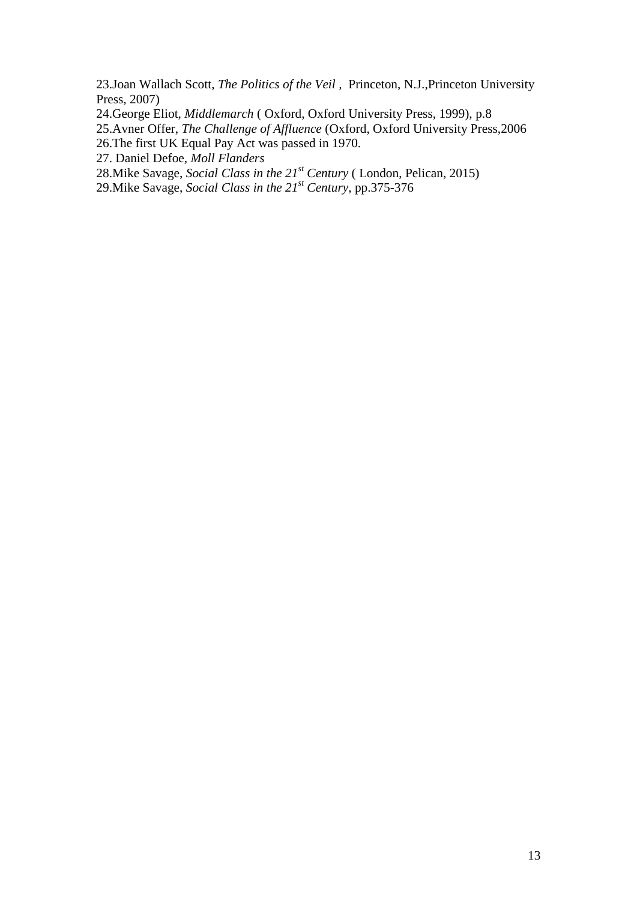23.Joan Wallach Scott, *The Politics of the Veil* , Princeton, N.J.,Princeton University Press, 2007)

24.George Eliot, *Middlemarch* ( Oxford, Oxford University Press, 1999), p.8

25.Avner Offer, *The Challenge of Affluence* (Oxford, Oxford University Press,2006

26.The first UK Equal Pay Act was passed in 1970.

27. Daniel Defoe, *Moll Flanders*

28.Mike Savage, *Social Class in the 21st Century* ( London, Pelican, 2015)

29.Mike Savage, *Social Class in the 21st Century*, pp.375-376